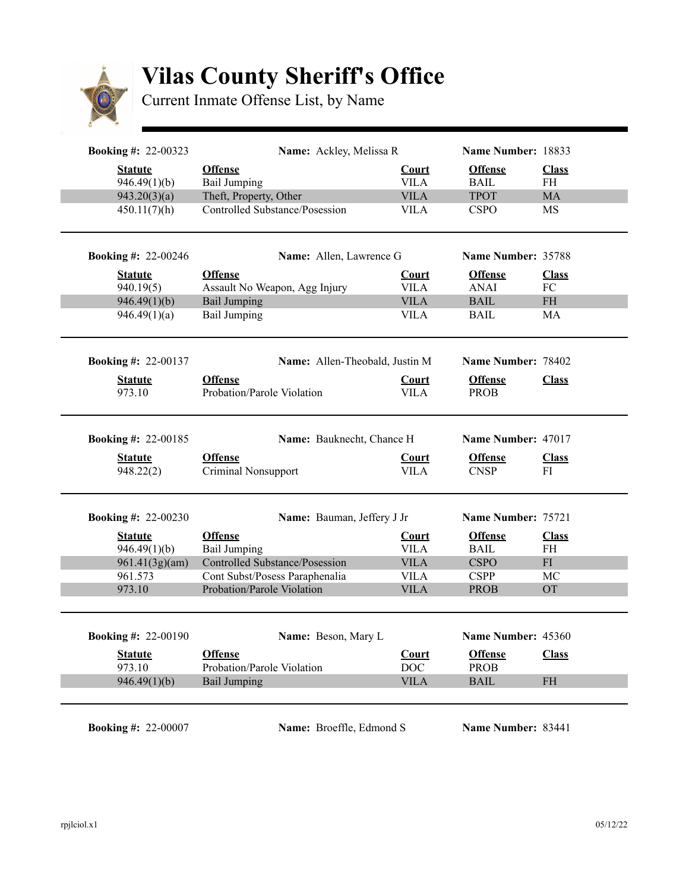# Vilas County Sheriff's Office

Current Inmate Offense List, by Name

**Booking #:** 22-00323 **Name:** Ackley, Melissa R **Name Number:** 18833

| Statute | Offense | Court | Offense | Class |
|---|---|---|---|---|
| 946.49(1)(b) | Bail Jumping | VILA | BAIL | FH |
| 943.20(3)(a) | Theft, Property, Other | VILA | TPOT | MA |
| 450.11(7)(h) | Controlled Substance/Posession | VILA | CSPO | MS |

**Booking #:** 22-00246 **Name:** Allen, Lawrence G **Name Number:** 35788

| Statute | Offense | Court | Offense | Class |
|---|---|---|---|---|
| 940.19(5) | Assault No Weapon, Agg Injury | VILA | ANAI | FC |
| 946.49(1)(b) | Bail Jumping | VILA | BAIL | FH |
| 946.49(1)(a) | Bail Jumping | VILA | BAIL | MA |

**Booking #:** 22-00137 **Name:** Allen-Theobald, Justin M **Name Number:** 78402

| Statute | Offense | Court | Offense | Class |
|---|---|---|---|---|
| 973.10 | Probation/Parole Violation | VILA | PROB | |

**Booking #:** 22-00185 **Name:** Bauknecht, Chance H **Name Number:** 47017

| Statute | Offense | Court | Offense | Class |
|---|---|---|---|---|
| 948.22(2) | Criminal Nonsupport | VILA | CNSP | FI |

**Booking #:** 22-00230 **Name:** Bauman, Jeffery J Jr **Name Number:** 75721

| Statute | Offense | Court | Offense | Class |
|---|---|---|---|---|
| 946.49(1)(b) | Bail Jumping | VILA | BAIL | FH |
| 961.41(3g)(am) | Controlled Substance/Posession | VILA | CSPO | FI |
| 961.573 | Cont Subst/Posess Paraphenalia | VILA | CSPP | MC |
| 973.10 | Probation/Parole Violation | VILA | PROB | OT |

**Booking #:** 22-00190 **Name:** Beson, Mary L **Name Number:** 45360

| Statute | Offense | Court | Offense | Class |
|---|---|---|---|---|
| 973.10 | Probation/Parole Violation | DOC | PROB | |
| 946.49(1)(b) | Bail Jumping | VILA | BAIL | FH |

**Booking #:** 22-00007 **Name:** Broeffle, Edmond S **Name Number:** 83441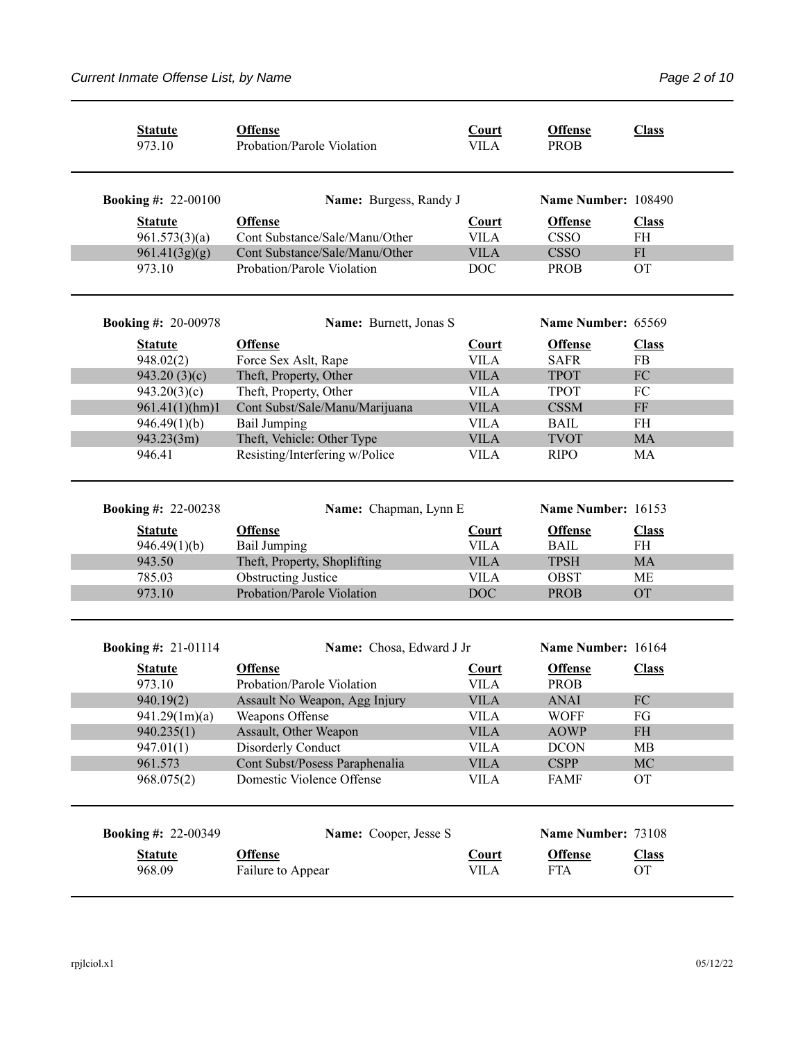| Statute | Offense | Court | Offense | Class |
|---|---|---|---|---|
| 973.10 | Probation/Parole Violation | VILA | PROB | |

**Booking #:** 22-00100 **Name:** Burgess, Randy J **Name Number:** 108490

| Statute | Offense | Court | Offense | Class |
|---|---|---|---|---|
| 961.573(3)(a) | Cont Substance/Sale/Manu/Other | VILA | CSSO | FH |
| 961.41(3g)(g) | Cont Substance/Sale/Manu/Other | VILA | CSSO | FI |
| 973.10 | Probation/Parole Violation | DOC | PROB | OT |

**Booking #:** 20-00978 **Name:** Burnett, Jonas S **Name Number:** 65569

| Statute | Offense | Court | Offense | Class |
|---|---|---|---|---|
| 948.02(2) | Force Sex Aslt, Rape | VILA | SAFR | FB |
| 943.20 (3)(c) | Theft, Property, Other | VILA | TPOT | FC |
| 943.20(3)(c) | Theft, Property, Other | VILA | TPOT | FC |
| 961.41(1)(hm)1 | Cont Subst/Sale/Manu/Marijuana | VILA | CSSM | FF |
| 946.49(1)(b) | Bail Jumping | VILA | BAIL | FH |
| 943.23(3m) | Theft, Vehicle: Other Type | VILA | TVOT | MA |
| 946.41 | Resisting/Interfering w/Police | VILA | RIPO | MA |

**Booking #:** 22-00238 **Name:** Chapman, Lynn E **Name Number:** 16153

| Statute | Offense | Court | Offense | Class |
|---|---|---|---|---|
| 946.49(1)(b) | Bail Jumping | VILA | BAIL | FH |
| 943.50 | Theft, Property, Shoplifting | VILA | TPSH | MA |
| 785.03 | Obstructing Justice | VILA | OBST | ME |
| 973.10 | Probation/Parole Violation | DOC | PROB | OT |

**Booking #:** 21-01114 **Name:** Chosa, Edward J Jr **Name Number:** 16164

| Statute | Offense | Court | Offense | Class |
|---|---|---|---|---|
| 973.10 | Probation/Parole Violation | VILA | PROB | |
| 940.19(2) | Assault No Weapon, Agg Injury | VILA | ANAI | FC |
| 941.29(1m)(a) | Weapons Offense | VILA | WOFF | FG |
| 940.235(1) | Assault, Other Weapon | VILA | AOWP | FH |
| 947.01(1) | Disorderly Conduct | VILA | DCON | MB |
| 961.573 | Cont Subst/Posess Paraphenalia | VILA | CSPP | MC |
| 968.075(2) | Domestic Violence Offense | VILA | FAMF | OT |

**Booking #:** 22-00349 **Name:** Cooper, Jesse S **Name Number:** 73108

| Statute | Offense | Court | Offense | Class |
|---|---|---|---|---|
| 968.09 | Failure to Appear | VILA | FTA | OT |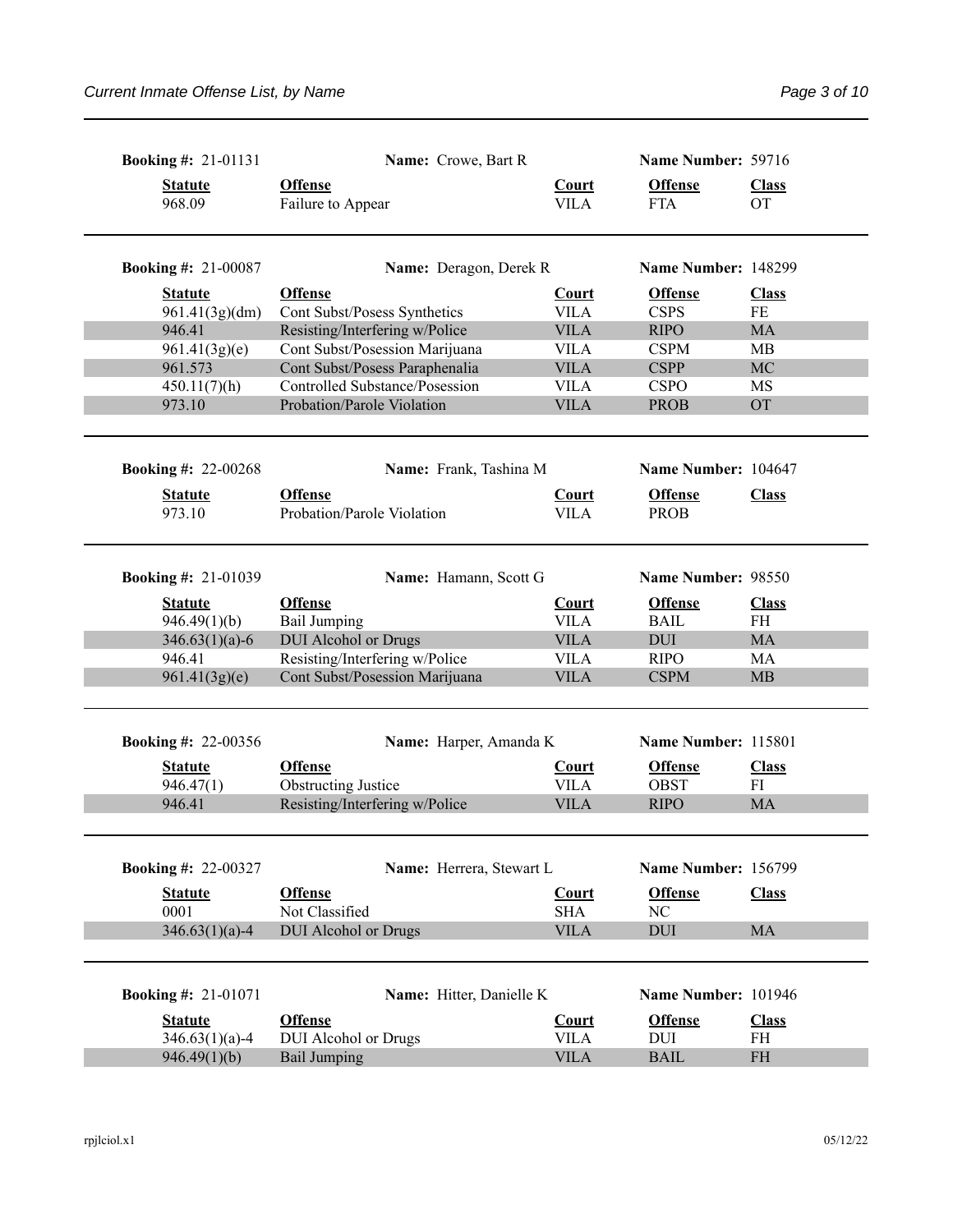**Booking #:** 21-01131 **Name:** Crowe, Bart R **Name Number:** 59716

| Statute | Offense | Court | Offense | Class |
|---|---|---|---|---|
| 968.09 | Failure to Appear | VILA | FTA | OT |

**Booking #:** 21-00087 **Name:** Deragon, Derek R **Name Number:** 148299

| Statute | Offense | Court | Offense | Class |
|---|---|---|---|---|
| 961.41(3g)(dm) | Cont Subst/Posess Synthetics | VILA | CSPS | FE |
| 946.41 | Resisting/Interfering w/Police | VILA | RIPO | MA |
| 961.41(3g)(e) | Cont Subst/Posession Marijuana | VILA | CSPM | MB |
| 961.573 | Cont Subst/Posess Paraphenalia | VILA | CSPP | MC |
| 450.11(7)(h) | Controlled Substance/Posession | VILA | CSPO | MS |
| 973.10 | Probation/Parole Violation | VILA | PROB | OT |

**Booking #:** 22-00268 **Name:** Frank, Tashina M **Name Number:** 104647

| Statute | Offense | Court | Offense | Class |
|---|---|---|---|---|
| 973.10 | Probation/Parole Violation | VILA | PROB | |

**Booking #:** 21-01039 **Name:** Hamann, Scott G **Name Number:** 98550

| Statute | Offense | Court | Offense | Class |
|---|---|---|---|---|
| 946.49(1)(b) | Bail Jumping | VILA | BAIL | FH |
| 346.63(1)(a)-6 | DUI Alcohol or Drugs | VILA | DUI | MA |
| 946.41 | Resisting/Interfering w/Police | VILA | RIPO | MA |
| 961.41(3g)(e) | Cont Subst/Posession Marijuana | VILA | CSPM | MB |

**Booking #:** 22-00356 **Name:** Harper, Amanda K **Name Number:** 115801

| Statute | Offense | Court | Offense | Class |
|---|---|---|---|---|
| 946.47(1) | Obstructing Justice | VILA | OBST | FI |
| 946.41 | Resisting/Interfering w/Police | VILA | RIPO | MA |

**Booking #:** 22-00327 **Name:** Herrera, Stewart L **Name Number:** 156799

| Statute | Offense | Court | Offense | Class |
|---|---|---|---|---|
| 0001 | Not Classified | SHA | NC | |
| 346.63(1)(a)-4 | DUI Alcohol or Drugs | VILA | DUI | MA |

**Booking #:** 21-01071 **Name:** Hitter, Danielle K **Name Number:** 101946

| Statute | Offense | Court | Offense | Class |
|---|---|---|---|---|
| 346.63(1)(a)-4 | DUI Alcohol or Drugs | VILA | DUI | FH |
| 946.49(1)(b) | Bail Jumping | VILA | BAIL | FH |

rpjlciol.x1 05/12/22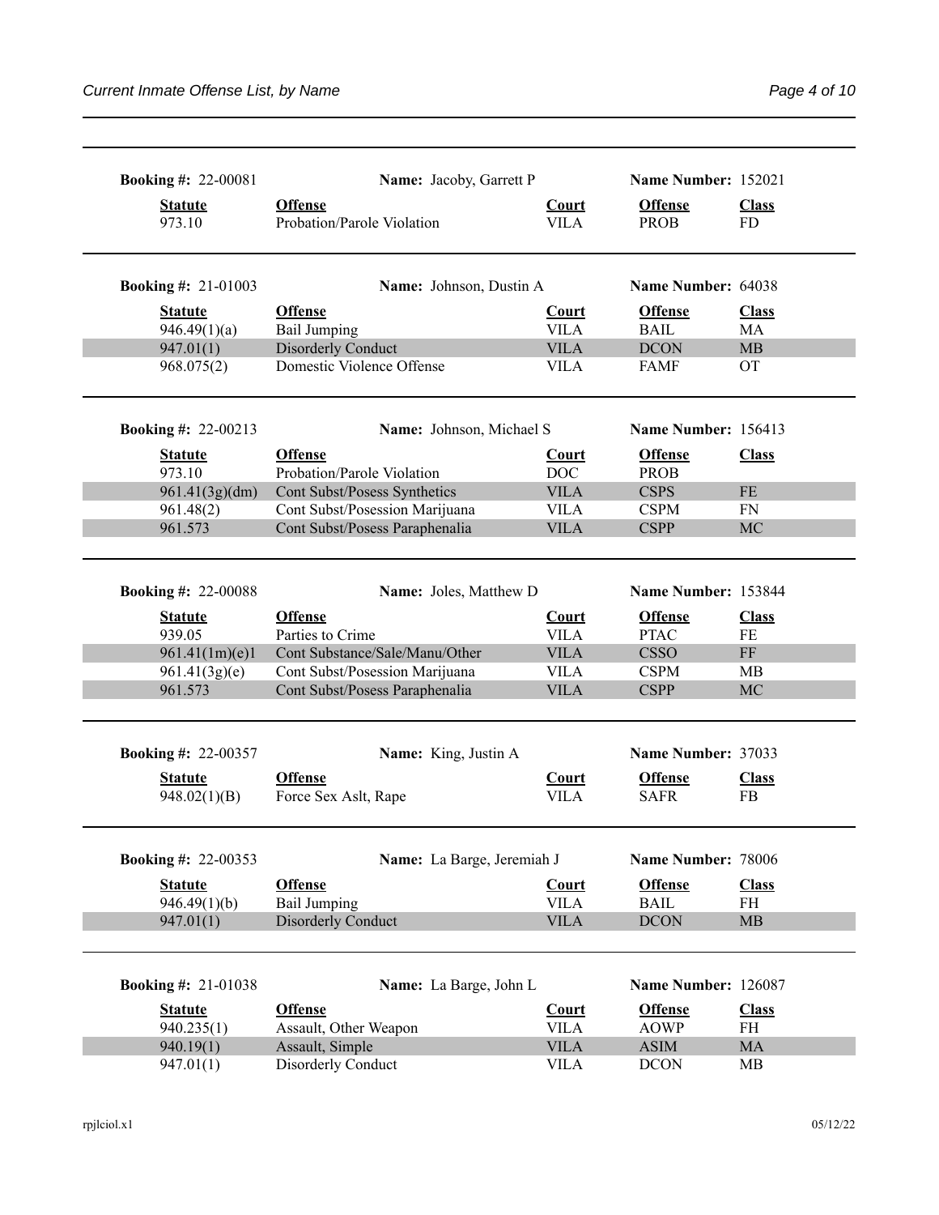**Booking #:** 22-00081 **Name:** Jacoby, Garrett P **Name Number:** 152021

| Statute | Offense | Court | Offense | Class |
|---|---|---|---|---|
| 973.10 | Probation/Parole Violation | VILA | PROB | FD |

**Booking #:** 21-01003 **Name:** Johnson, Dustin A **Name Number:** 64038

| Statute | Offense | Court | Offense | Class |
|---|---|---|---|---|
| 946.49(1)(a) | Bail Jumping | VILA | BAIL | MA |
| 947.01(1) | Disorderly Conduct | VILA | DCON | MB |
| 968.075(2) | Domestic Violence Offense | VILA | FAMF | OT |

**Booking #:** 22-00213 **Name:** Johnson, Michael S **Name Number:** 156413

| Statute | Offense | Court | Offense | Class |
|---|---|---|---|---|
| 973.10 | Probation/Parole Violation | DOC | PROB | |
| 961.41(3g)(dm) | Cont Subst/Posess Synthetics | VILA | CSPS | FE |
| 961.48(2) | Cont Subst/Posession Marijuana | VILA | CSPM | FN |
| 961.573 | Cont Subst/Posess Paraphenalia | VILA | CSPP | MC |

**Booking #:** 22-00088 **Name:** Joles, Matthew D **Name Number:** 153844

| Statute | Offense | Court | Offense | Class |
|---|---|---|---|---|
| 939.05 | Parties to Crime | VILA | PTAC | FE |
| 961.41(1m)(e)1 | Cont Substance/Sale/Manu/Other | VILA | CSSO | FF |
| 961.41(3g)(e) | Cont Subst/Posession Marijuana | VILA | CSPM | MB |
| 961.573 | Cont Subst/Posess Paraphenalia | VILA | CSPP | MC |

**Booking #:** 22-00357 **Name:** King, Justin A **Name Number:** 37033

| Statute | Offense | Court | Offense | Class |
|---|---|---|---|---|
| 948.02(1)(B) | Force Sex Aslt, Rape | VILA | SAFR | FB |

**Booking #:** 22-00353 **Name:** La Barge, Jeremiah J **Name Number:** 78006

| Statute | Offense | Court | Offense | Class |
|---|---|---|---|---|
| 946.49(1)(b) | Bail Jumping | VILA | BAIL | FH |
| 947.01(1) | Disorderly Conduct | VILA | DCON | MB |

**Booking #:** 21-01038 **Name:** La Barge, John L **Name Number:** 126087

| Statute | Offense | Court | Offense | Class |
|---|---|---|---|---|
| 940.235(1) | Assault, Other Weapon | VILA | AOWP | FH |
| 940.19(1) | Assault, Simple | VILA | ASIM | MA |
| 947.01(1) | Disorderly Conduct | VILA | DCON | MB |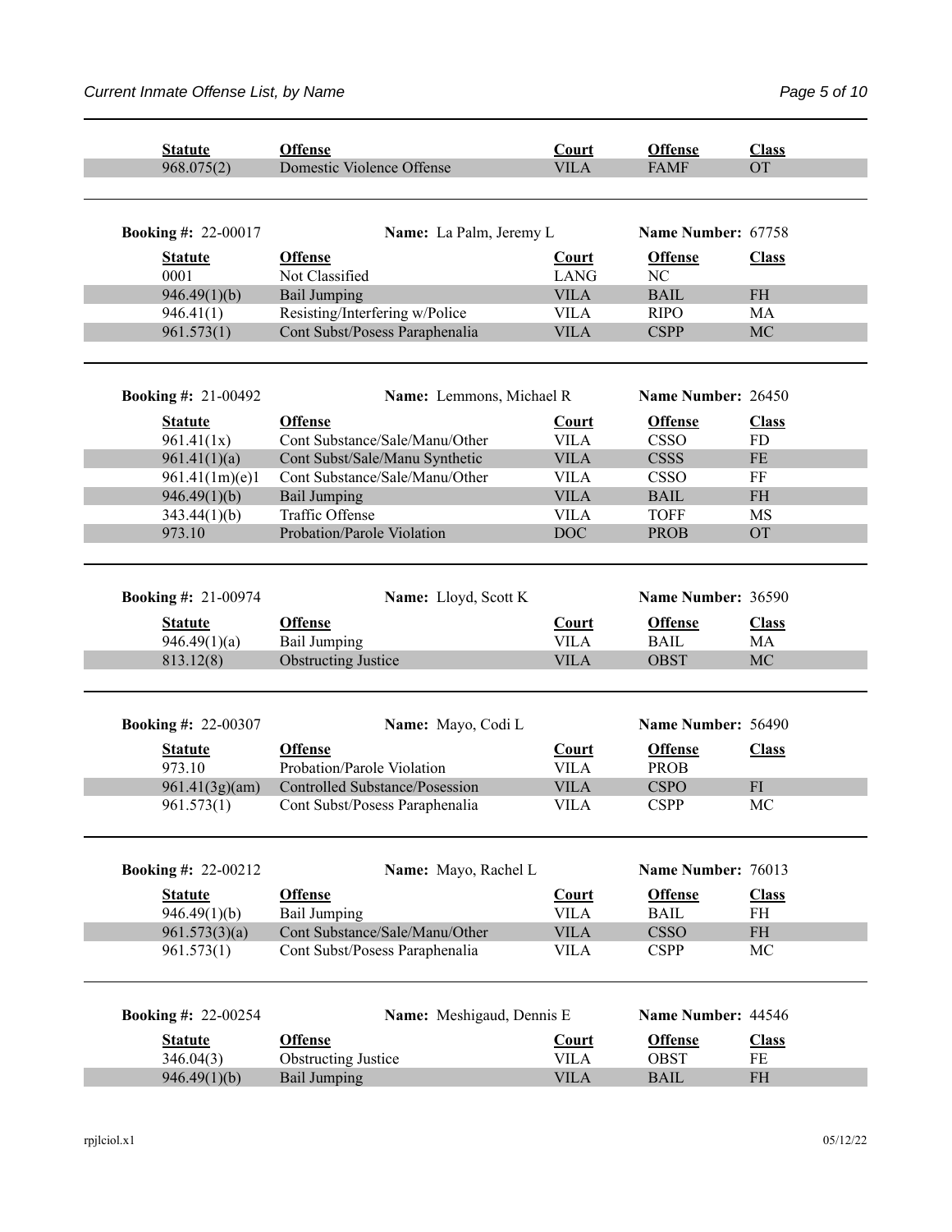| Statute | Offense | Court | Offense | Class |
|---|---|---|---|---|
| 968.075(2) | Domestic Violence Offense | VILA | FAMF | OT |

**Booking #:** 22-00017 **Name:** La Palm, Jeremy L **Name Number:** 67758

| Statute | Offense | Court | Offense | Class |
|---|---|---|---|---|
| 0001 | Not Classified | LANG | NC | |
| 946.49(1)(b) | Bail Jumping | VILA | BAIL | FH |
| 946.41(1) | Resisting/Interfering w/Police | VILA | RIPO | MA |
| 961.573(1) | Cont Subst/Posess Paraphenalia | VILA | CSPP | MC |

**Booking #:** 21-00492 **Name:** Lemmons, Michael R **Name Number:** 26450

| Statute | Offense | Court | Offense | Class |
|---|---|---|---|---|
| 961.41(1x) | Cont Substance/Sale/Manu/Other | VILA | CSSO | FD |
| 961.41(1)(a) | Cont Subst/Sale/Manu Synthetic | VILA | CSSS | FE |
| 961.41(1m)(e)1 | Cont Substance/Sale/Manu/Other | VILA | CSSO | FF |
| 946.49(1)(b) | Bail Jumping | VILA | BAIL | FH |
| 343.44(1)(b) | Traffic Offense | VILA | TOFF | MS |
| 973.10 | Probation/Parole Violation | DOC | PROB | OT |

**Booking #:** 21-00974 **Name:** Lloyd, Scott K **Name Number:** 36590

| Statute | Offense | Court | Offense | Class |
|---|---|---|---|---|
| 946.49(1)(a) | Bail Jumping | VILA | BAIL | MA |
| 813.12(8) | Obstructing Justice | VILA | OBST | MC |

**Booking #:** 22-00307 **Name:** Mayo, Codi L **Name Number:** 56490

| Statute | Offense | Court | Offense | Class |
|---|---|---|---|---|
| 973.10 | Probation/Parole Violation | VILA | PROB | |
| 961.41(3g)(am) | Controlled Substance/Posession | VILA | CSPO | FI |
| 961.573(1) | Cont Subst/Posess Paraphenalia | VILA | CSPP | MC |

**Booking #:** 22-00212 **Name:** Mayo, Rachel L **Name Number:** 76013

| Statute | Offense | Court | Offense | Class |
|---|---|---|---|---|
| 946.49(1)(b) | Bail Jumping | VILA | BAIL | FH |
| 961.573(3)(a) | Cont Substance/Sale/Manu/Other | VILA | CSSO | FH |
| 961.573(1) | Cont Subst/Posess Paraphenalia | VILA | CSPP | MC |

**Booking #:** 22-00254 **Name:** Meshigaud, Dennis E **Name Number:** 44546

| Statute | Offense | Court | Offense | Class |
|---|---|---|---|---|
| 346.04(3) | Obstructing Justice | VILA | OBST | FE |
| 946.49(1)(b) | Bail Jumping | VILA | BAIL | FH |

rpjlciol.x1 05/12/22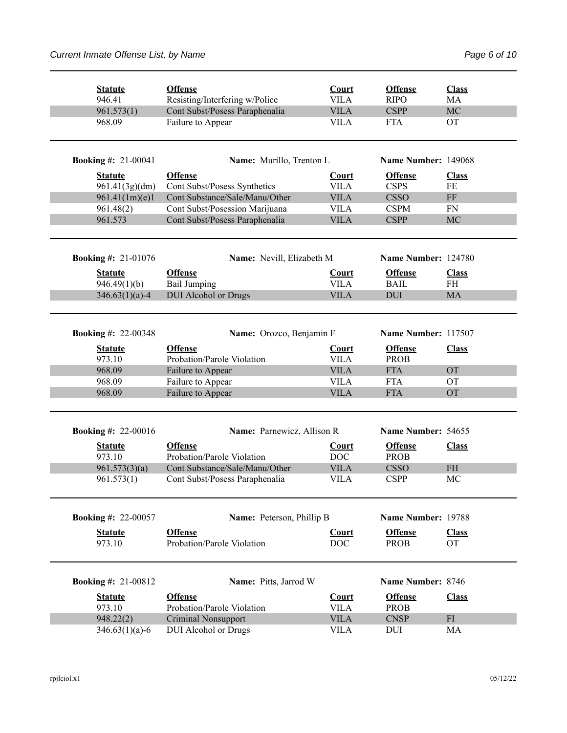| Statute | Offense | Court | Offense | Class |
|---|---|---|---|---|
| 946.41 | Resisting/Interfering w/Police | VILA | RIPO | MA |
| 961.573(1) | Cont Subst/Posess Paraphenalia | VILA | CSPP | MC |
| 968.09 | Failure to Appear | VILA | FTA | OT |

**Booking #:** 21-00041 **Name:** Murillo, Trenton L **Name Number:** 149068

| Statute | Offense | Court | Offense | Class |
|---|---|---|---|---|
| 961.41(3g)(dm) | Cont Subst/Posess Synthetics | VILA | CSPS | FE |
| 961.41(1m)(e)1 | Cont Substance/Sale/Manu/Other | VILA | CSSO | FF |
| 961.48(2) | Cont Subst/Posession Marijuana | VILA | CSPM | FN |
| 961.573 | Cont Subst/Posess Paraphenalia | VILA | CSPP | MC |

**Booking #:** 21-01076 **Name:** Nevill, Elizabeth M **Name Number:** 124780

| Statute | Offense | Court | Offense | Class |
|---|---|---|---|---|
| 946.49(1)(b) | Bail Jumping | VILA | BAIL | FH |
| 346.63(1)(a)-4 | DUI Alcohol or Drugs | VILA | DUI | MA |

**Booking #:** 22-00348 **Name:** Orozco, Benjamin F **Name Number:** 117507

| Statute | Offense | Court | Offense | Class |
|---|---|---|---|---|
| 973.10 | Probation/Parole Violation | VILA | PROB | |
| 968.09 | Failure to Appear | VILA | FTA | OT |
| 968.09 | Failure to Appear | VILA | FTA | OT |
| 968.09 | Failure to Appear | VILA | FTA | OT |

**Booking #:** 22-00016 **Name:** Parnewicz, Allison R **Name Number:** 54655

| Statute | Offense | Court | Offense | Class |
|---|---|---|---|---|
| 973.10 | Probation/Parole Violation | DOC | PROB | |
| 961.573(3)(a) | Cont Substance/Sale/Manu/Other | VILA | CSSO | FH |
| 961.573(1) | Cont Subst/Posess Paraphenalia | VILA | CSPP | MC |

**Booking #:** 22-00057 **Name:** Peterson, Phillip B **Name Number:** 19788

| Statute | Offense | Court | Offense | Class |
|---|---|---|---|---|
| 973.10 | Probation/Parole Violation | DOC | PROB | OT |

**Booking #:** 21-00812 **Name:** Pitts, Jarrod W **Name Number:** 8746

| Statute | Offense | Court | Offense | Class |
|---|---|---|---|---|
| 973.10 | Probation/Parole Violation | VILA | PROB | |
| 948.22(2) | Criminal Nonsupport | VILA | CNSP | FI |
| 346.63(1)(a)-6 | DUI Alcohol or Drugs | VILA | DUI | MA |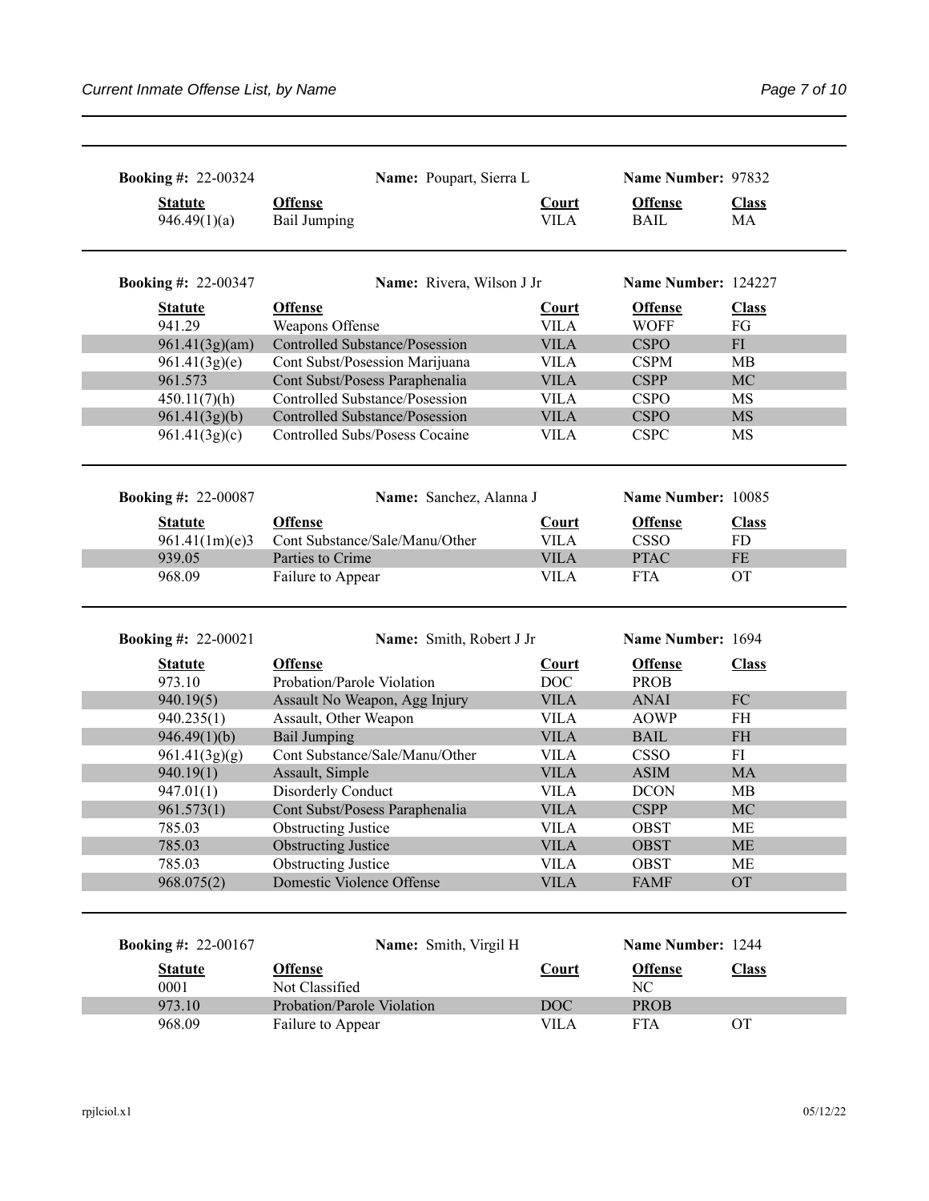**Booking #:** 22-00324 **Name:** Poupart, Sierra L **Name Number:** 97832

| Statute | Offense | Court | Offense | Class |
|---|---|---|---|---|
| 946.49(1)(a) | Bail Jumping | VILA | BAIL | MA |

**Booking #:** 22-00347 **Name:** Rivera, Wilson J Jr **Name Number:** 124227

| Statute | Offense | Court | Offense | Class |
|---|---|---|---|---|
| 941.29 | Weapons Offense | VILA | WOFF | FG |
| 961.41(3g)(am) | Controlled Substance/Posession | VILA | CSPO | FI |
| 961.41(3g)(e) | Cont Subst/Posession Marijuana | VILA | CSPM | MB |
| 961.573 | Cont Subst/Posess Paraphenalia | VILA | CSPP | MC |
| 450.11(7)(h) | Controlled Substance/Posession | VILA | CSPO | MS |
| 961.41(3g)(b) | Controlled Substance/Posession | VILA | CSPO | MS |
| 961.41(3g)(c) | Controlled Subs/Posess Cocaine | VILA | CSPC | MS |

**Booking #:** 22-00087 **Name:** Sanchez, Alanna J **Name Number:** 10085

| Statute | Offense | Court | Offense | Class |
|---|---|---|---|---|
| 961.41(1m)(e)3 | Cont Substance/Sale/Manu/Other | VILA | CSSO | FD |
| 939.05 | Parties to Crime | VILA | PTAC | FE |
| 968.09 | Failure to Appear | VILA | FTA | OT |

**Booking #:** 22-00021 **Name:** Smith, Robert J Jr **Name Number:** 1694

| Statute | Offense | Court | Offense | Class |
|---|---|---|---|---|
| 973.10 | Probation/Parole Violation | DOC | PROB | |
| 940.19(5) | Assault No Weapon, Agg Injury | VILA | ANAI | FC |
| 940.235(1) | Assault, Other Weapon | VILA | AOWP | FH |
| 946.49(1)(b) | Bail Jumping | VILA | BAIL | FH |
| 961.41(3g)(g) | Cont Substance/Sale/Manu/Other | VILA | CSSO | FI |
| 940.19(1) | Assault, Simple | VILA | ASIM | MA |
| 947.01(1) | Disorderly Conduct | VILA | DCON | MB |
| 961.573(1) | Cont Subst/Posess Paraphenalia | VILA | CSPP | MC |
| 785.03 | Obstructing Justice | VILA | OBST | ME |
| 785.03 | Obstructing Justice | VILA | OBST | ME |
| 785.03 | Obstructing Justice | VILA | OBST | ME |
| 968.075(2) | Domestic Violence Offense | VILA | FAMF | OT |

**Booking #:** 22-00167 **Name:** Smith, Virgil H **Name Number:** 1244

| Statute | Offense | Court | Offense | Class |
|---|---|---|---|---|
| 0001 | Not Classified | | NC | |
| 973.10 | Probation/Parole Violation | DOC | PROB | |
| 968.09 | Failure to Appear | VILA | FTA | OT |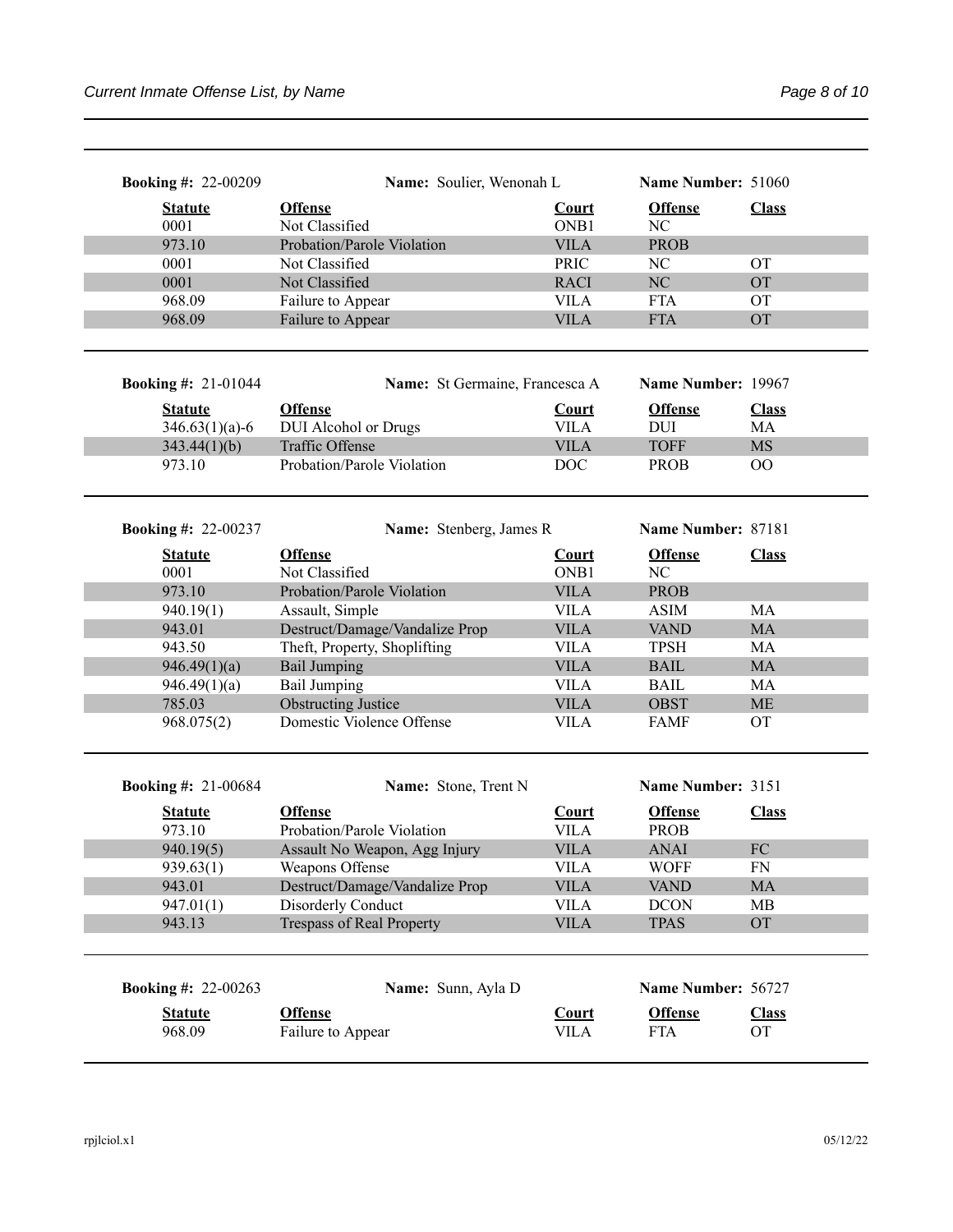**Booking #:** 22-00209 **Name:** Soulier, Wenonah L **Name Number:** 51060

| Statute | Offense | Court | Offense | Class |
|---|---|---|---|---|
| 0001 | Not Classified | ONB1 | NC | |
| 973.10 | Probation/Parole Violation | VILA | PROB | |
| 0001 | Not Classified | PRIC | NC | OT |
| 0001 | Not Classified | RACI | NC | OT |
| 968.09 | Failure to Appear | VILA | FTA | OT |
| 968.09 | Failure to Appear | VILA | FTA | OT |

**Booking #:** 21-01044 **Name:** St Germaine, Francesca A **Name Number:** 19967

| Statute | Offense | Court | Offense | Class |
|---|---|---|---|---|
| 346.63(1)(a)-6 | DUI Alcohol or Drugs | VILA | DUI | MA |
| 343.44(1)(b) | Traffic Offense | VILA | TOFF | MS |
| 973.10 | Probation/Parole Violation | DOC | PROB | OO |

**Booking #:** 22-00237 **Name:** Stenberg, James R **Name Number:** 87181

| Statute | Offense | Court | Offense | Class |
|---|---|---|---|---|
| 0001 | Not Classified | ONB1 | NC | |
| 973.10 | Probation/Parole Violation | VILA | PROB | |
| 940.19(1) | Assault, Simple | VILA | ASIM | MA |
| 943.01 | Destruct/Damage/Vandalize Prop | VILA | VAND | MA |
| 943.50 | Theft, Property, Shoplifting | VILA | TPSH | MA |
| 946.49(1)(a) | Bail Jumping | VILA | BAIL | MA |
| 946.49(1)(a) | Bail Jumping | VILA | BAIL | MA |
| 785.03 | Obstructing Justice | VILA | OBST | ME |
| 968.075(2) | Domestic Violence Offense | VILA | FAMF | OT |

**Booking #:** 21-00684 **Name:** Stone, Trent N **Name Number:** 3151

| Statute | Offense | Court | Offense | Class |
|---|---|---|---|---|
| 973.10 | Probation/Parole Violation | VILA | PROB | |
| 940.19(5) | Assault No Weapon, Agg Injury | VILA | ANAI | FC |
| 939.63(1) | Weapons Offense | VILA | WOFF | FN |
| 943.01 | Destruct/Damage/Vandalize Prop | VILA | VAND | MA |
| 947.01(1) | Disorderly Conduct | VILA | DCON | MB |
| 943.13 | Trespass of Real Property | VILA | TPAS | OT |

**Booking #:** 22-00263 **Name:** Sunn, Ayla D **Name Number:** 56727

| Statute | Offense | Court | Offense | Class |
|---|---|---|---|---|
| 968.09 | Failure to Appear | VILA | FTA | OT |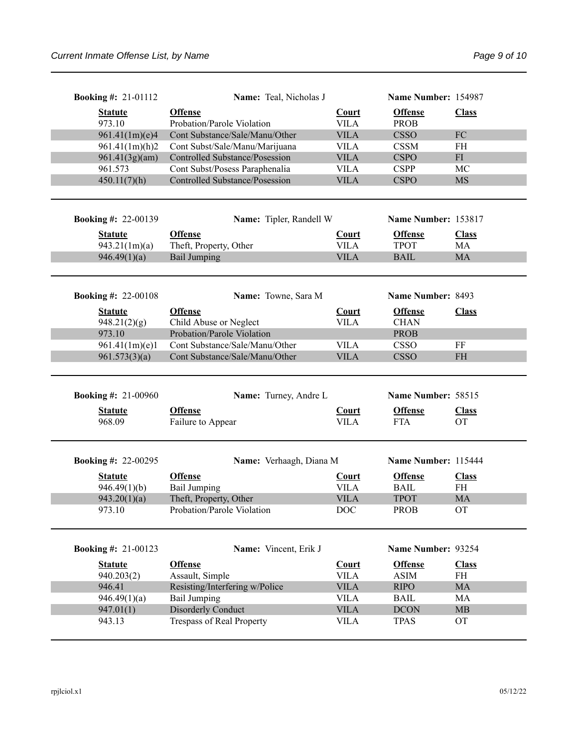**Booking #:** 21-01112 **Name:** Teal, Nicholas J **Name Number:** 154987

| Statute | Offense | Court | Offense | Class |
|---|---|---|---|---|
| 973.10 | Probation/Parole Violation | VILA | PROB | |
| 961.41(1m)(e)4 | Cont Substance/Sale/Manu/Other | VILA | CSSO | FC |
| 961.41(1m)(h)2 | Cont Subst/Sale/Manu/Marijuana | VILA | CSSM | FH |
| 961.41(3g)(am) | Controlled Substance/Posession | VILA | CSPO | FI |
| 961.573 | Cont Subst/Posess Paraphenalia | VILA | CSPP | MC |
| 450.11(7)(h) | Controlled Substance/Posession | VILA | CSPO | MS |

**Booking #:** 22-00139 **Name:** Tipler, Randell W **Name Number:** 153817

| Statute | Offense | Court | Offense | Class |
|---|---|---|---|---|
| 943.21(1m)(a) | Theft, Property, Other | VILA | TPOT | MA |
| 946.49(1)(a) | Bail Jumping | VILA | BAIL | MA |

**Booking #:** 22-00108 **Name:** Towne, Sara M **Name Number:** 8493

| Statute | Offense | Court | Offense | Class |
|---|---|---|---|---|
| 948.21(2)(g) | Child Abuse or Neglect | VILA | CHAN | |
| 973.10 | Probation/Parole Violation | | PROB | |
| 961.41(1m)(e)1 | Cont Substance/Sale/Manu/Other | VILA | CSSO | FF |
| 961.573(3)(a) | Cont Substance/Sale/Manu/Other | VILA | CSSO | FH |

**Booking #:** 21-00960 **Name:** Turney, Andre L **Name Number:** 58515

| Statute | Offense | Court | Offense | Class |
|---|---|---|---|---|
| 968.09 | Failure to Appear | VILA | FTA | OT |

**Booking #:** 22-00295 **Name:** Verhaagh, Diana M **Name Number:** 115444

| Statute | Offense | Court | Offense | Class |
|---|---|---|---|---|
| 946.49(1)(b) | Bail Jumping | VILA | BAIL | FH |
| 943.20(1)(a) | Theft, Property, Other | VILA | TPOT | MA |
| 973.10 | Probation/Parole Violation | DOC | PROB | OT |

**Booking #:** 21-00123 **Name:** Vincent, Erik J **Name Number:** 93254

| Statute | Offense | Court | Offense | Class |
|---|---|---|---|---|
| 940.203(2) | Assault, Simple | VILA | ASIM | FH |
| 946.41 | Resisting/Interfering w/Police | VILA | RIPO | MA |
| 946.49(1)(a) | Bail Jumping | VILA | BAIL | MA |
| 947.01(1) | Disorderly Conduct | VILA | DCON | MB |
| 943.13 | Trespass of Real Property | VILA | TPAS | OT |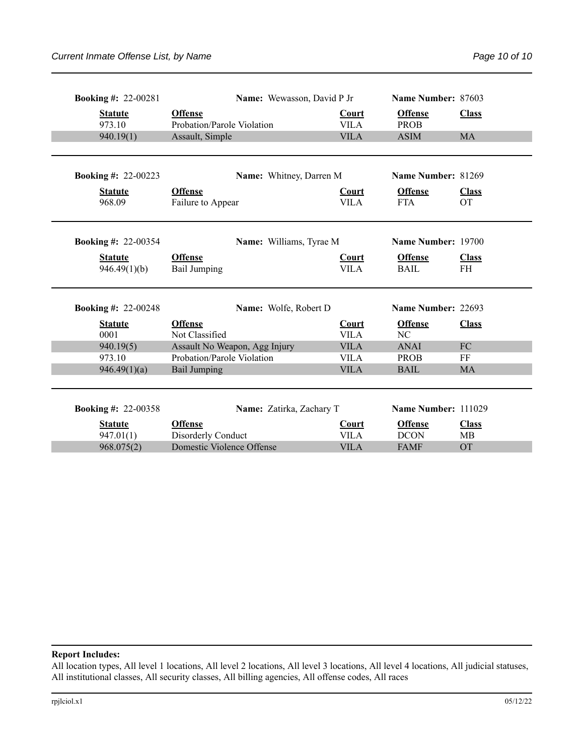**Booking #:** 22-00281 **Name:** Wewasson, David P Jr **Name Number:** 87603

| Statute | Offense | Court | Offense | Class |
|---|---|---|---|---|
| 973.10 | Probation/Parole Violation | VILA | PROB | |
| 940.19(1) | Assault, Simple | VILA | ASIM | MA |

**Booking #:** 22-00223 **Name:** Whitney, Darren M **Name Number:** 81269

| Statute | Offense | Court | Offense | Class |
|---|---|---|---|---|
| 968.09 | Failure to Appear | VILA | FTA | OT |

**Booking #:** 22-00354 **Name:** Williams, Tyrae M **Name Number:** 19700

| Statute | Offense | Court | Offense | Class |
|---|---|---|---|---|
| 946.49(1)(b) | Bail Jumping | VILA | BAIL | FH |

**Booking #:** 22-00248 **Name:** Wolfe, Robert D **Name Number:** 22693

| Statute | Offense | Court | Offense | Class |
|---|---|---|---|---|
| 0001 | Not Classified | VILA | NC | |
| 940.19(5) | Assault No Weapon, Agg Injury | VILA | ANAI | FC |
| 973.10 | Probation/Parole Violation | VILA | PROB | FF |
| 946.49(1)(a) | Bail Jumping | VILA | BAIL | MA |

**Booking #:** 22-00358 **Name:** Zatirka, Zachary T **Name Number:** 111029

| Statute | Offense | Court | Offense | Class |
|---|---|---|---|---|
| 947.01(1) | Disorderly Conduct | VILA | DCON | MB |
| 968.075(2) | Domestic Violence Offense | VILA | FAMF | OT |

**Report Includes:**

All location types, All level 1 locations, All level 2 locations, All level 3 locations, All level 4 locations, All judicial statuses, All institutional classes, All security classes, All billing agencies, All offense codes, All races

rpjlciol.x1 05/12/22